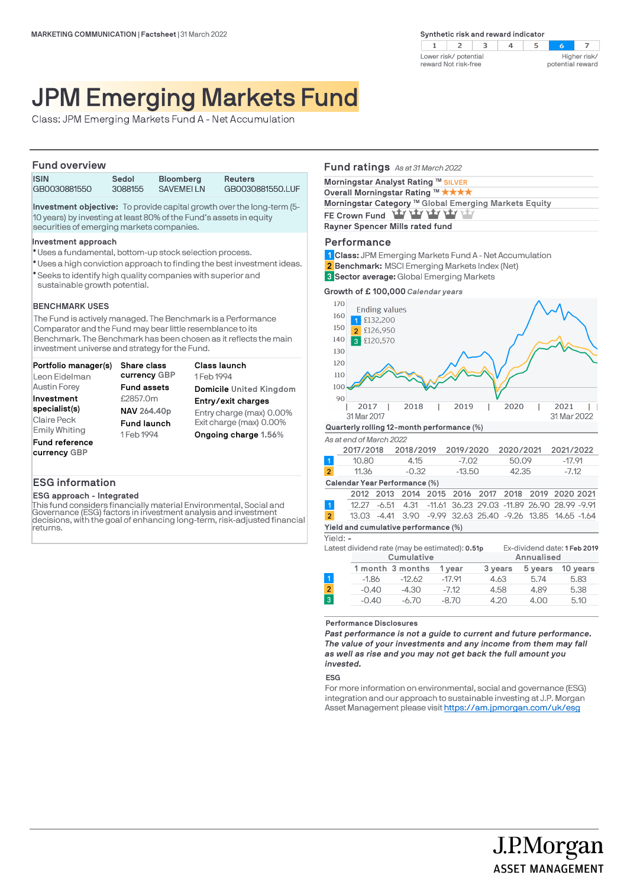MARKETING COMMUNICATION | Factsheet | 31 March 2022

**Synthetic risk and reward indicator**

| 1 | 2 | 3 | 4 | 5 | **6** | 7 |
|---|---|---|---|---|---|---|

Lower risk/ potential reward Not risk-free — Higher risk/ potential reward

# JPM Emerging Markets Fund

Class: JPM Emerging Markets Fund A - Net Accumulation

## Fund overview

| ISIN | Sedol | Bloomberg | Reuters |
|---|---|---|---|
| GB0030881550 | 3088155 | SAVEMEI LN | GB0030881550.LUF |

**Investment objective:** To provide capital growth over the long-term (5-10 years) by investing at least 80% of the Fund's assets in equity securities of emerging markets companies.

**Investment approach**

- Uses a fundamental, bottom-up stock selection process.
- Uses a high conviction approach to finding the best investment ideas.
- Seeks to identify high quality companies with superior and sustainable growth potential.

**BENCHMARK USES**

The Fund is actively managed. The Benchmark is a Performance Comparator and the Fund may bear little resemblance to its Benchmark. The Benchmark has been chosen as it reflects the main investment universe and strategy for the Fund.

**Portfolio manager(s)**
Leon Eidelman
Austin Forey

**Investment specialist(s)**
Claire Peck
Emily Whiting

**Fund reference currency** GBP

**Share class currency** GBP

**Fund assets**
£2857.0m

**NAV** 264.40p

**Fund launch**
1 Feb 1994

**Class launch**
1 Feb 1994

**Domicile** United Kingdom

**Entry/exit charges**
Entry charge (max) 0.00%
Exit charge (max) 0.00%

**Ongoing charge** 1.56%

## ESG information

**ESG approach - Integrated**

This fund considers financially material Environmental, Social and Governance (ESG) factors in investment analysis and investment decisions, with the goal of enhancing long-term, risk-adjusted financial returns.

## Fund ratings *As at 31 March 2022*

Morningstar Analyst Rating ™ SILVER
Overall Morningstar Rating ™ ★★★★
Morningstar Category ™ Global Emerging Markets Equity
FE Crown Fund
Rayner Spencer Mills rated fund

## Performance

1 **Class:** JPM Emerging Markets Fund A - Net Accumulation
2 **Benchmark:** MSCI Emerging Markets Index (Net)
3 **Sector average:** Global Emerging Markets

**Growth of £ 100,000** *Calendar years*

Ending values
1 £132,200
2 £126,950
3 £120,570

31 Mar 2017 – 31 Mar 2022

**Quarterly rolling 12-month performance (%)**

*As at end of March 2022*

| | 2017/2018 | 2018/2019 | 2019/2020 | 2020/2021 | 2021/2022 |
|---|---|---|---|---|---|
| 1 | 10.80 | 4.15 | -7.02 | 50.09 | -17.91 |
| 2 | 11.36 | -0.32 | -13.50 | 42.35 | -7.12 |

**Calendar Year Performance (%)**

| | 2012 | 2013 | 2014 | 2015 | 2016 | 2017 | 2018 | 2019 | 2020 | 2021 |
|---|---|---|---|---|---|---|---|---|---|---|
| 1 | 12.27 | -6.51 | 4.31 | -11.61 | 36.23 | 29.03 | -11.89 | 26.90 | 28.99 | -9.91 |
| 2 | 13.03 | -4.41 | 3.90 | -9.99 | 32.63 | 25.40 | -9.26 | 13.85 | 14.65 | -1.64 |

**Yield and cumulative performance (%)**

Yield: -

Latest dividend rate (may be estimated): **0.51p**    Ex-dividend date: **1 Feb 2019**

| | Cumulative | | | Annualised | | |
|---|---|---|---|---|---|---|
| | 1 month | 3 months | 1 year | 3 years | 5 years | 10 years |
| 1 | -1.86 | -12.62 | -17.91 | 4.63 | 5.74 | 5.83 |
| 2 | -0.40 | -4.30 | -7.12 | 4.58 | 4.89 | 5.38 |
| 3 | -0.40 | -6.70 | -8.70 | 4.20 | 4.00 | 5.10 |

**Performance Disclosures**

***Past performance is not a guide to current and future performance. The value of your investments and any income from them may fall as well as rise and you may not get back the full amount you invested.***

**ESG**

For more information on environmental, social and governance (ESG) integration and our approach to sustainable investing at J.P. Morgan Asset Management please visit https://am.jpmorgan.com/uk/esg

J.P.Morgan
ASSET MANAGEMENT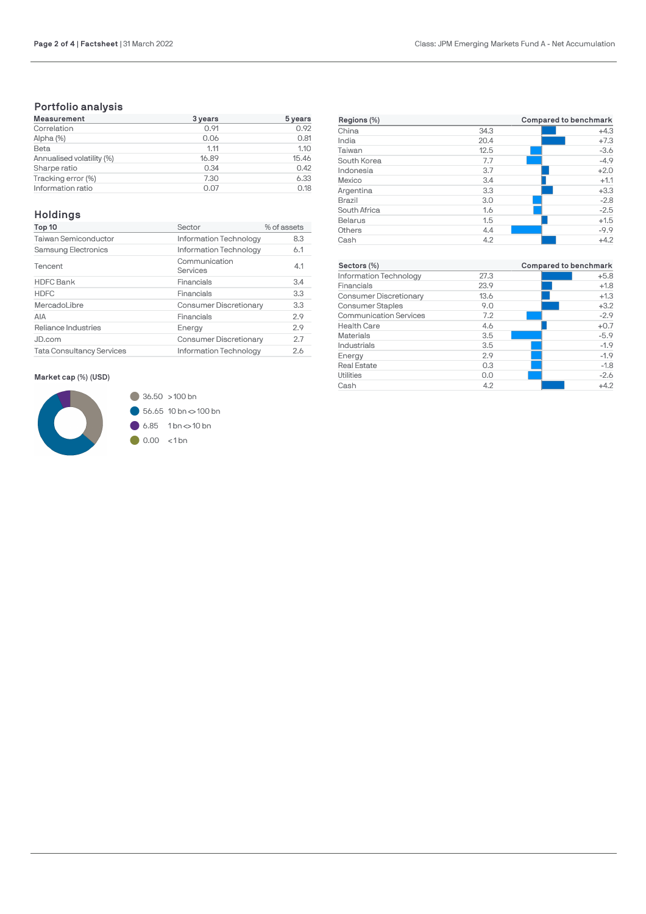## Portfolio analysis

| Measurement | 3 years | 5 years |
|---|---|---|
| Correlation | 0.91 | 0.92 |
| Alpha (%) | 0.06 | 0.81 |
| Beta | 1.11 | 1.10 |
| Annualised volatility (%) | 16.89 | 15.46 |
| Sharpe ratio | 0.34 | 0.42 |
| Tracking error (%) | 7.30 | 6.33 |
| Information ratio | 0.07 | 0.18 |

## Holdings

| Top 10 | Sector | % of assets |
|---|---|---|
| Taiwan Semiconductor | Information Technology | 8.3 |
| Samsung Electronics | Information Technology | 6.1 |
| Tencent | Communication Services | 4.1 |
| HDFC Bank | Financials | 3.4 |
| HDFC | Financials | 3.3 |
| MercadoLibre | Consumer Discretionary | 3.3 |
| AIA | Financials | 2.9 |
| Reliance Industries | Energy | 2.9 |
| JD.com | Consumer Discretionary | 2.7 |
| Tata Consultancy Services | Information Technology | 2.6 |

**Market cap (%) (USD)**

- 36.50 >100 bn
- 56.65 10 bn <> 100 bn
- 6.85 1 bn <> 10 bn
- 0.00 <1 bn

| Regions (%) | | Compared to benchmark |
|---|---|---|
| China | 34.3 | +4.3 |
| India | 20.4 | +7.3 |
| Taiwan | 12.5 | -3.6 |
| South Korea | 7.7 | -4.9 |
| Indonesia | 3.7 | +2.0 |
| Mexico | 3.4 | +1.1 |
| Argentina | 3.3 | +3.3 |
| Brazil | 3.0 | -2.8 |
| South Africa | 1.6 | -2.5 |
| Belarus | 1.5 | +1.5 |
| Others | 4.4 | -9.9 |
| Cash | 4.2 | +4.2 |

| Sectors (%) | | Compared to benchmark |
|---|---|---|
| Information Technology | 27.3 | +5.8 |
| Financials | 23.9 | +1.8 |
| Consumer Discretionary | 13.6 | +1.3 |
| Consumer Staples | 9.0 | +3.2 |
| Communication Services | 7.2 | -2.9 |
| Health Care | 4.6 | +0.7 |
| Materials | 3.5 | -5.9 |
| Industrials | 3.5 | -1.9 |
| Energy | 2.9 | -1.9 |
| Real Estate | 0.3 | -1.8 |
| Utilities | 0.0 | -2.6 |
| Cash | 4.2 | +4.2 |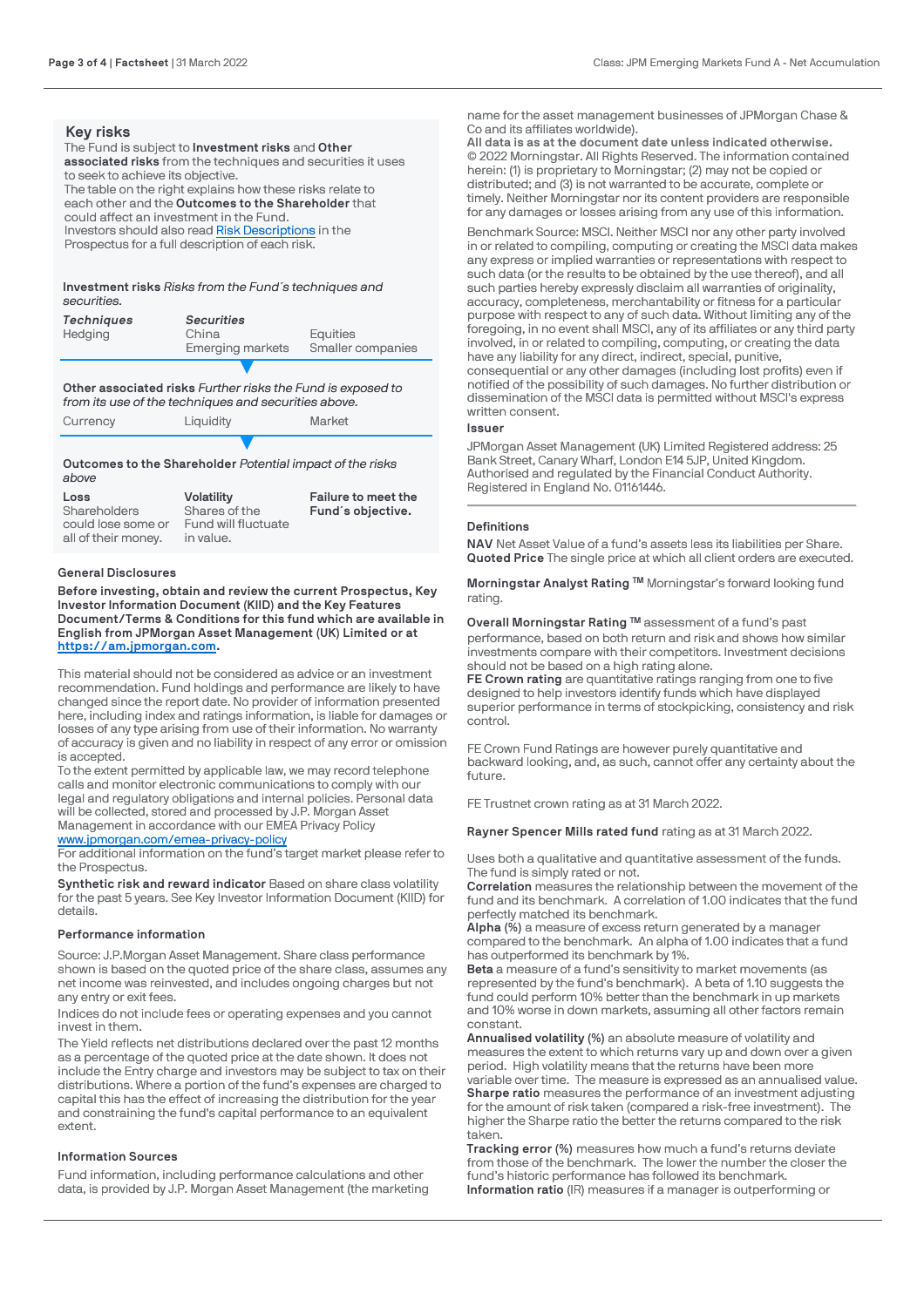## Key risks

The Fund is subject to **Investment risks** and **Other associated risks** from the techniques and securities it uses to seek to achieve its objective.

The table on the right explains how these risks relate to each other and the **Outcomes to the Shareholder** that could affect an investment in the Fund.

Investors should also read Risk Descriptions in the Prospectus for a full description of each risk.

**Investment risks** *Risks from the Fund´s techniques and securities.*

| *Techniques* | *Securities* | |
|---|---|---|
| Hedging | China | Equities |
| | Emerging markets | Smaller companies |

**Other associated risks** *Further risks the Fund is exposed to from its use of the techniques and securities above.*

| | | |
|---|---|---|
| Currency | Liquidity | Market |

**Outcomes to the Shareholder** *Potential impact of the risks above*

| **Loss** | **Volatility** | **Failure to meet the Fund´s objective.** |
|---|---|---|
| Shareholders could lose some or all of their money. | Shares of the Fund will fluctuate in value. | |

### General Disclosures

**Before investing, obtain and review the current Prospectus, Key Investor Information Document (KIID) and the Key Features Document/Terms & Conditions for this fund which are available in English from JPMorgan Asset Management (UK) Limited or at https://am.jpmorgan.com.**

This material should not be considered as advice or an investment recommendation. Fund holdings and performance are likely to have changed since the report date. No provider of information presented here, including index and ratings information, is liable for damages or losses of any type arising from use of their information. No warranty of accuracy is given and no liability in respect of any error or omission is accepted.

To the extent permitted by applicable law, we may record telephone calls and monitor electronic communications to comply with our legal and regulatory obligations and internal policies. Personal data will be collected, stored and processed by J.P. Morgan Asset Management in accordance with our EMEA Privacy Policy www.jpmorgan.com/emea-privacy-policy

For additional information on the fund's target market please refer to the Prospectus.

**Synthetic risk and reward indicator** Based on share class volatility for the past 5 years. See Key Investor Information Document (KIID) for details.

### Performance information

Source: J.P.Morgan Asset Management. Share class performance shown is based on the quoted price of the share class, assumes any net income was reinvested, and includes ongoing charges but not any entry or exit fees.

Indices do not include fees or operating expenses and you cannot invest in them.

The Yield reflects net distributions declared over the past 12 months as a percentage of the quoted price at the date shown. It does not include the Entry charge and investors may be subject to tax on their distributions. Where a portion of the fund's expenses are charged to capital this has the effect of increasing the distribution for the year and constraining the fund's capital performance to an equivalent extent.

### Information Sources

Fund information, including performance calculations and other data, is provided by J.P. Morgan Asset Management (the marketing name for the asset management businesses of JPMorgan Chase & Co and its affiliates worldwide).

**All data is as at the document date unless indicated otherwise.**

© 2022 Morningstar. All Rights Reserved. The information contained herein: (1) is proprietary to Morningstar; (2) may not be copied or distributed; and (3) is not warranted to be accurate, complete or timely. Neither Morningstar nor its content providers are responsible for any damages or losses arising from any use of this information.

Benchmark Source: MSCI. Neither MSCI nor any other party involved in or related to compiling, computing or creating the MSCI data makes any express or implied warranties or representations with respect to such data (or the results to be obtained by the use thereof), and all such parties hereby expressly disclaim all warranties of originality, accuracy, completeness, merchantability or fitness for a particular purpose with respect to any of such data. Without limiting any of the foregoing, in no event shall MSCI, any of its affiliates or any third party involved in or related to compiling, computing, or creating the data have any liability for any direct, indirect, special, punitive, consequential or any other damages (including lost profits) even if notified of the possibility of such damages. No further distribution or dissemination of the MSCI data is permitted without MSCI's express written consent.

### Issuer

JPMorgan Asset Management (UK) Limited Registered address: 25 Bank Street, Canary Wharf, London E14 5JP, United Kingdom. Authorised and regulated by the Financial Conduct Authority. Registered in England No. 01161446.

### Definitions

**NAV** Net Asset Value of a fund's assets less its liabilities per Share.
**Quoted Price** The single price at which all client orders are executed.

**Morningstar Analyst Rating ™** Morningstar's forward looking fund rating.

**Overall Morningstar Rating ™** assessment of a fund's past performance, based on both return and risk and shows how similar investments compare with their competitors. Investment decisions should not be based on a high rating alone.

**FE Crown rating** are quantitative ratings ranging from one to five designed to help investors identify funds which have displayed superior performance in terms of stockpicking, consistency and risk control.

FE Crown Fund Ratings are however purely quantitative and backward looking, and, as such, cannot offer any certainty about the future.

FE Trustnet crown rating as at 31 March 2022.

**Rayner Spencer Mills rated fund** rating as at 31 March 2022.

Uses both a qualitative and quantitative assessment of the funds. The fund is simply rated or not.

**Correlation** measures the relationship between the movement of the fund and its benchmark. A correlation of 1.00 indicates that the fund perfectly matched its benchmark.

**Alpha** (%) a measure of excess return generated by a manager compared to the benchmark. An alpha of 1.00 indicates that a fund has outperformed its benchmark by 1%.

**Beta** a measure of a fund's sensitivity to market movements (as represented by the fund's benchmark). A beta of 1.10 suggests the fund could perform 10% better than the benchmark in up markets and 10% worse in down markets, assuming all other factors remain constant.

**Annualised volatility** (%) an absolute measure of volatility and measures the extent to which returns vary up and down over a given period. High volatility means that the returns have been more variable over time. The measure is expressed as an annualised value.

**Sharpe ratio** measures the performance of an investment adjusting for the amount of risk taken (compared a risk-free investment). The higher the Sharpe ratio the better the returns compared to the risk taken.

**Tracking error** (%) measures how much a fund's returns deviate from those of the benchmark. The lower the number the closer the fund's historic performance has followed its benchmark.

**Information ratio** (IR) measures if a manager is outperforming or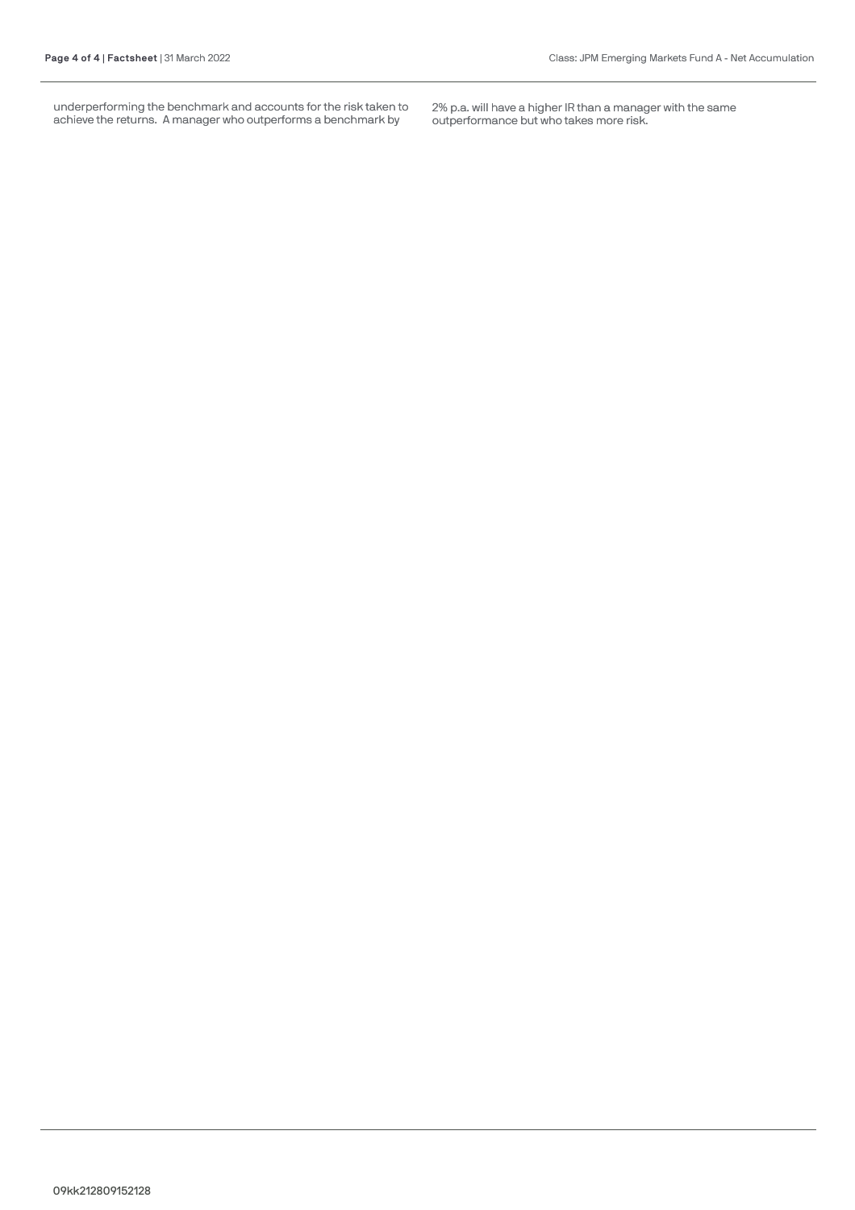underperforming the benchmark and accounts for the risk taken to achieve the returns. A manager who outperforms a benchmark by 2% p.a. will have a higher IR than a manager with the same outperformance but who takes more risk.

09kk212809152128